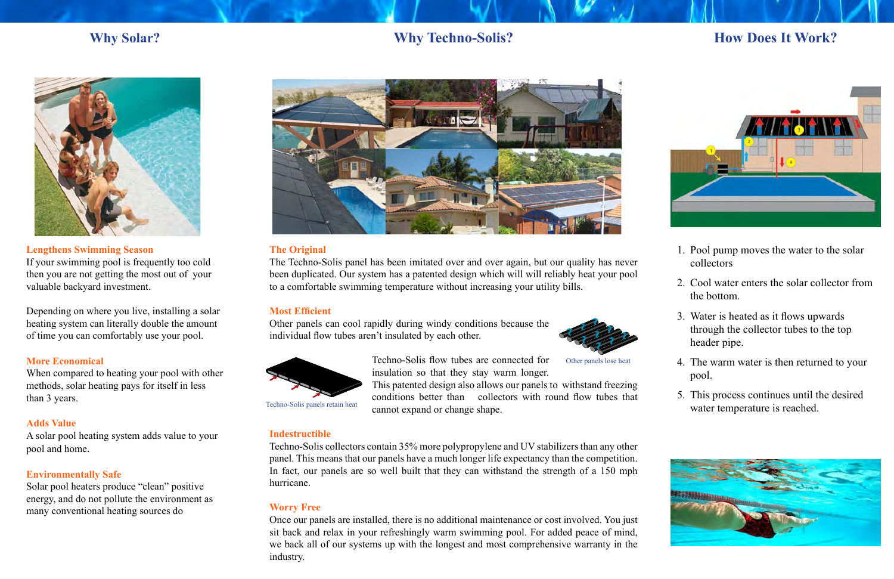## Why Solar?

### Lengthens Swimming Season

If your swimming pool is frequently too cold then you are not getting the most out of your valuable backyard investment.

Depending on where you live, installing a solar heating system can literally double the amount of time you can comfortably use your pool.

### More Economical

When compared to heating your pool with other methods, solar heating pays for itself in less than 3 years.

### Adds Value

A solar pool heating system adds value to your pool and home.

### Environmentally Safe

Solar pool heaters produce "clean" positive energy, and do not pollute the environment as many conventional heating sources do

## Why Techno-Solis?

### The Original

The Techno-Solis panel has been imitated over and over again, but our quality has never been duplicated. Our system has a patented design which will will reliably heat your pool to a comfortable swimming temperature without increasing your utility bills.

### Most Efficient

Other panels can cool rapidly during windy conditions because the individual flow tubes aren't insulated by each other.

Other panels lose heat

Techno-Solis flow tubes are connected for insulation so that they stay warm longer. This patented design also allows our panels to withstand freezing conditions better than collectors with round flow tubes that cannot expand or change shape.

Techno-Solis panels retain heat

### Indestructible

Techno-Solis collectors contain 35% more polypropylene and UV stabilizers than any other panel. This means that our panels have a much longer life expectancy than the competition. In fact, our panels are so well built that they can withstand the strength of a 150 mph hurricane.

### Worry Free

Once our panels are installed, there is no additional maintenance or cost involved. You just sit back and relax in your refreshingly warm swimming pool. For added peace of mind, we back all of our systems up with the longest and most comprehensive warranty in the industry.

## How Does It Work?

1. Pool pump moves the water to the solar collectors
2. Cool water enters the solar collector from the bottom.
3. Water is heated as it flows upwards through the collector tubes to the top header pipe.
4. The warm water is then returned to your pool.
5. This process continues until the desired water temperature is reached.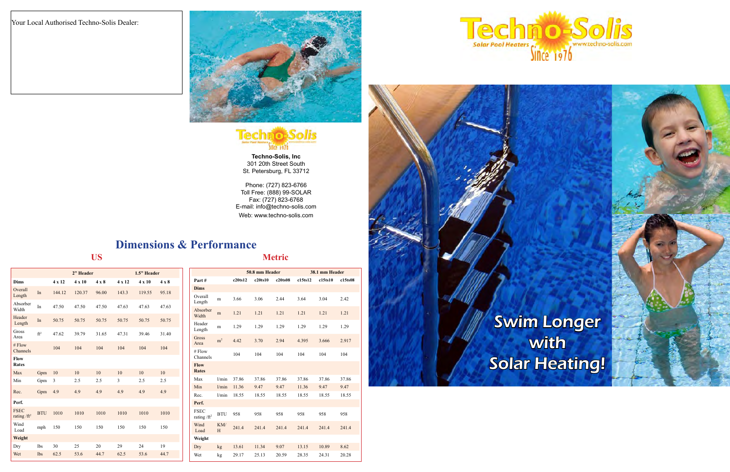Your Local Authorised Techno-Solis Dealer:

Techno-Solis Solar Pool Heaters Since 1976 www.techno-solis.com

**Techno-Solis, Inc**
301 20th Street South
St. Petersburg, FL 33712

Phone: (727) 823-6766
Toll Free: (888) 99-SOLAR
Fax: (727) 823-6768
E-mail: info@techno-solis.com
Web: www.techno-solis.com

## Dimensions & Performance

### US

| | | 2" Header | | | 1.5" Header | | |
|---|---|---|---|---|---|---|---|
| **Dims** | | **4 x 12** | **4 x 10** | **4 x 8** | **4 x 12** | **4 x 10** | **4 x 8** |
| Overall Length | In | 144.12 | 120.37 | 96.00 | 143.3 | 119.55 | 95.18 |
| Absorber Width | In | 47.50 | 47.50 | 47.50 | 47.63 | 47.63 | 47.63 |
| Header Length | In | 50.75 | 50.75 | 50.75 | 50.75 | 50.75 | 50.75 |
| Gross Area | $ft^2$ | 47.62 | 39.79 | 31.65 | 47.31 | 39.46 | 31.40 |
| # Flow Channels | | 104 | 104 | 104 | 104 | 104 | 104 |
| **Flow Rates** | | | | | | | |
| Max | Gpm | 10 | 10 | 10 | 10 | 10 | 10 |
| Min | Gpm | 3 | 2.5 | 2.5 | 3 | 2.5 | 2.5 |
| Rec. | Gpm | 4.9 | 4.9 | 4.9 | 4.9 | 4.9 | 4.9 |
| **Perf.** | | | | | | | |
| FSEC rating /$ft^2$ | BTU | 1010 | 1010 | 1010 | 1010 | 1010 | 1010 |
| Wind Load | mph | 150 | 150 | 150 | 150 | 150 | 150 |
| **Weight** | | | | | | | |
| Dry | lbs | 30 | 25 | 20 | 29 | 24 | 19 |
| Wet | lbs | 62.5 | 53.6 | 44.7 | 62.5 | 53.6 | 44.7 |

### Metric

| | | 50.8 mm Header | | | 38.1 mm Header | | |
|---|---|---|---|---|---|---|---|
| **Part #** | | **c20ts12** | **c20ts10** | **c20ts08** | **c15ts12** | **c15ts10** | **c15ts08** |
| **Dims** | | | | | | | |
| Overall Length | m | 3.66 | 3.06 | 2.44 | 3.64 | 3.04 | 2.42 |
| Absorber Width | m | 1.21 | 1.21 | 1.21 | 1.21 | 1.21 | 1.21 |
| Header Length | m | 1.29 | 1.29 | 1.29 | 1.29 | 1.29 | 1.29 |
| Gross Area | $m^2$ | 4.42 | 3.70 | 2.94 | 4.395 | 3.666 | 2.917 |
| # Flow Channels | | 104 | 104 | 104 | 104 | 104 | 104 |
| **Flow Rates** | | | | | | | |
| Max | l/min | 37.86 | 37.86 | 37.86 | 37.86 | 37.86 | 37.86 |
| Min | l/min | 11.36 | 9.47 | 9.47 | 11.36 | 9.47 | 9.47 |
| Rec. | l/min | 18.55 | 18.55 | 18.55 | 18.55 | 18.55 | 18.55 |
| **Perf.** | | | | | | | |
| FSEC rating /$ft^2$ | BTU | 958 | 958 | 958 | 958 | 958 | 958 |
| Wind Load | KM/H | 241.4 | 241.4 | 241.4 | 241.4 | 241.4 | 241.4 |
| **Weight** | | | | | | | |
| Dry | kg | 13.61 | 11.34 | 9.07 | 13.15 | 10.89 | 8.62 |
| Wet | kg | 29.17 | 25.13 | 20.59 | 28.35 | 24.31 | 20.28 |

Techno-Solis Solar Pool Heaters Since 1976 www.techno-solis.com

Swim Longer with Solar Heating!